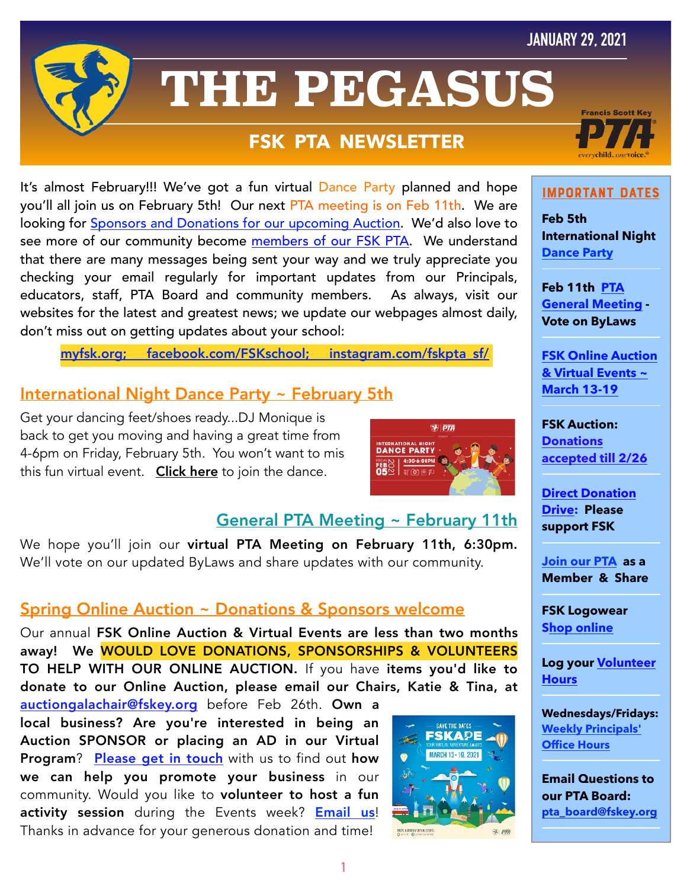JANUARY 29, 2021

# THE PEGASUS

## FSK PTA NEWSLETTER

It's almost February!!! We've got a fun virtual Dance Party planned and hope you'll all join us on February 5th! Our next PTA meeting is on Feb 11th. We are looking for Sponsors and Donations for our upcoming Auction. We'd also love to see more of our community become members of our FSK PTA. We understand that there are many messages being sent your way and we truly appreciate you checking your email regularly for important updates from our Principals, educators, staff, PTA Board and community members. As always, visit our websites for the latest and greatest news; we update our webpages almost daily, don't miss out on getting updates about your school:

**myfsk.org; facebook.com/FSKschool; instagram.com/fskpta_sf/**

## International Night Dance Party ~ February 5th

Get your dancing feet/shoes ready...DJ Monique is back to get you moving and having a great time from 4-6pm on Friday, February 5th. You won't want to mis this fun virtual event. **Click here** to join the dance.

## General PTA Meeting ~ February 11th

We hope you'll join our **virtual PTA Meeting on February 11th, 6:30pm.** We'll vote on our updated ByLaws and share updates with our community.

## Spring Online Auction ~ Donations & Sponsors welcome

Our annual **FSK Online Auction & Virtual Events are less than two months away! We WOULD LOVE DONATIONS, SPONSORSHIPS & VOLUNTEERS TO HELP WITH OUR ONLINE AUCTION.** If you have **items you'd like to donate to our Online Auction, please email our Chairs, Katie & Tina, at** auctiongalachair@fskey.org before Feb 26th. **Own a local business? Are you're interested in being an Auction SPONSOR or placing an AD in our Virtual Program**? **Please get in touch** with us to find out **how we can help you promote your business** in our community. Would you like to **volunteer to host a fun activity session** during the Events week? **Email us**! Thanks in advance for your generous donation and time!

### IMPORTANT DATES

**Feb 5th International Night Dance Party**

**Feb 11th PTA General Meeting - Vote on ByLaws**

**FSK Online Auction & Virtual Events ~ March 13-19**

**FSK Auction: Donations accepted till 2/26**

**Direct Donation Drive: Please support FSK**

**Join our PTA as a Member & Share**

**FSK Logowear Shop online**

**Log your Volunteer Hours**

**Wednesdays/Fridays: Weekly Principals' Office Hours**

**Email Questions to our PTA Board: pta_board@fskey.org**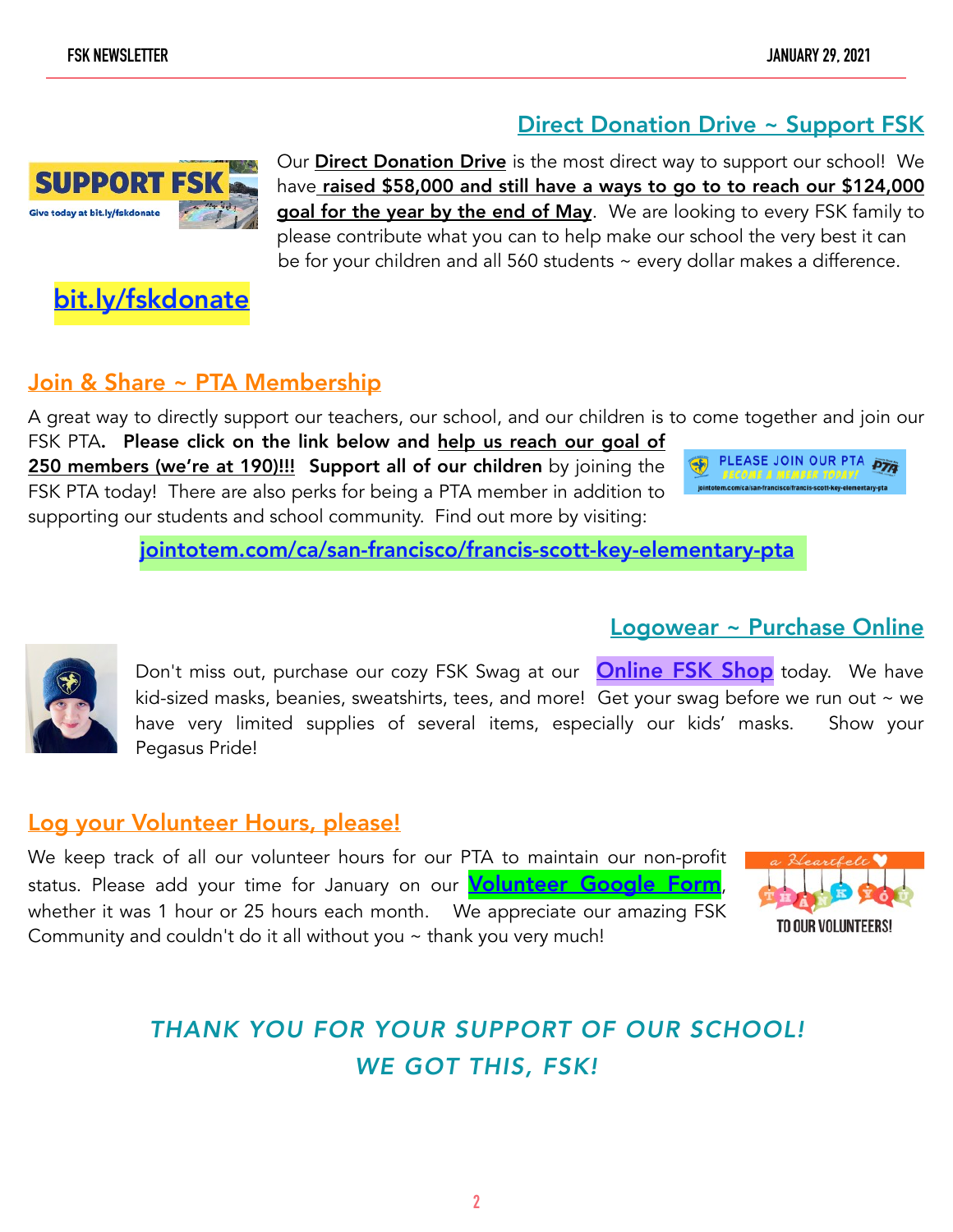## Direct Donation Drive ~ Support FSK

Our **Direct Donation Drive** is the most direct way to support our school! We have **raised $58,000 and still have a ways to go to to reach our $124,000 goal for the year by the end of May**. We are looking to every FSK family to please contribute what you can to help make our school the very best it can be for your children and all 560 students ~ every dollar makes a difference.

bit.ly/fskdonate

## Join & Share ~ PTA Membership

A great way to directly support our teachers, our school, and our children is to come together and join our FSK PTA**. Please click on the link below and help us reach our goal of 250 members (we're at 190)!!! Support all of our children** by joining the FSK PTA today! There are also perks for being a PTA member in addition to supporting our students and school community. Find out more by visiting:

jointotem.com/ca/san-francisco/francis-scott-key-elementary-pta

## Logowear ~ Purchase Online

Don't miss out, purchase our cozy FSK Swag at our **Online FSK Shop** today. We have kid-sized masks, beanies, sweatshirts, tees, and more! Get your swag before we run out ~ we have very limited supplies of several items, especially our kids' masks. Show your Pegasus Pride!

## Log your Volunteer Hours, please!

We keep track of all our volunteer hours for our PTA to maintain our non-profit status. Please add your time for January on our **Volunteer Google Form**, whether it was 1 hour or 25 hours each month. We appreciate our amazing FSK Community and couldn't do it all without you ~ thank you very much!

*THANK YOU FOR YOUR SUPPORT OF OUR SCHOOL!*
*WE GOT THIS, FSK!*